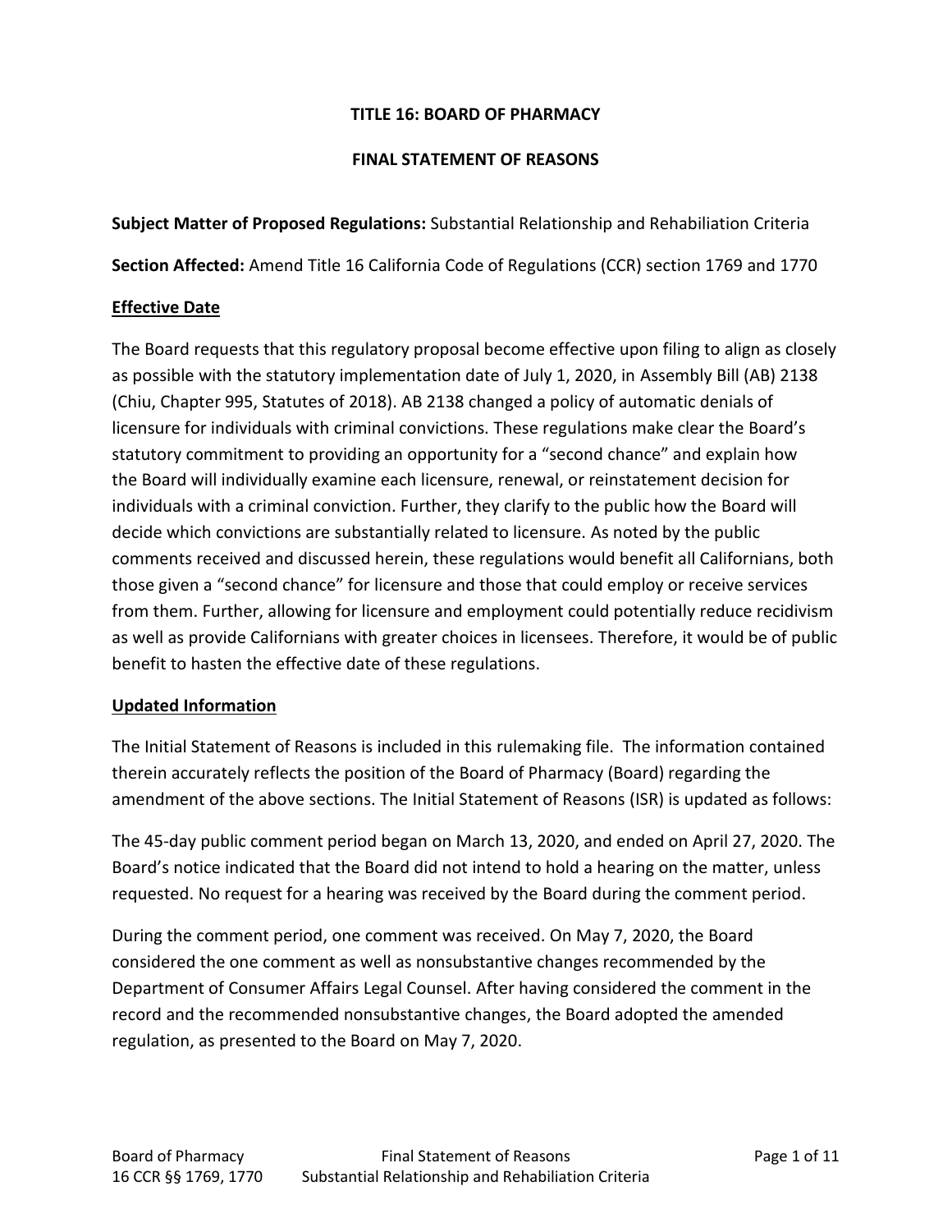**TITLE 16: BOARD OF PHARMACY**

**FINAL STATEMENT OF REASONS**

**Subject Matter of Proposed Regulations:** Substantial Relationship and Rehabiliation Criteria

**Section Affected:** Amend Title 16 California Code of Regulations (CCR) section 1769 and 1770

## Effective Date

The Board requests that this regulatory proposal become effective upon filing to align as closely as possible with the statutory implementation date of July 1, 2020, in Assembly Bill (AB) 2138 (Chiu, Chapter 995, Statutes of 2018). AB 2138 changed a policy of automatic denials of licensure for individuals with criminal convictions. These regulations make clear the Board's statutory commitment to providing an opportunity for a "second chance" and explain how the Board will individually examine each licensure, renewal, or reinstatement decision for individuals with a criminal conviction. Further, they clarify to the public how the Board will decide which convictions are substantially related to licensure. As noted by the public comments received and discussed herein, these regulations would benefit all Californians, both those given a "second chance" for licensure and those that could employ or receive services from them. Further, allowing for licensure and employment could potentially reduce recidivism as well as provide Californians with greater choices in licensees. Therefore, it would be of public benefit to hasten the effective date of these regulations.

## Updated Information

The Initial Statement of Reasons is included in this rulemaking file. The information contained therein accurately reflects the position of the Board of Pharmacy (Board) regarding the amendment of the above sections. The Initial Statement of Reasons (ISR) is updated as follows:

The 45-day public comment period began on March 13, 2020, and ended on April 27, 2020. The Board's notice indicated that the Board did not intend to hold a hearing on the matter, unless requested. No request for a hearing was received by the Board during the comment period.

During the comment period, one comment was received. On May 7, 2020, the Board considered the one comment as well as nonsubstantive changes recommended by the Department of Consumer Affairs Legal Counsel. After having considered the comment in the record and the recommended nonsubstantive changes, the Board adopted the amended regulation, as presented to the Board on May 7, 2020.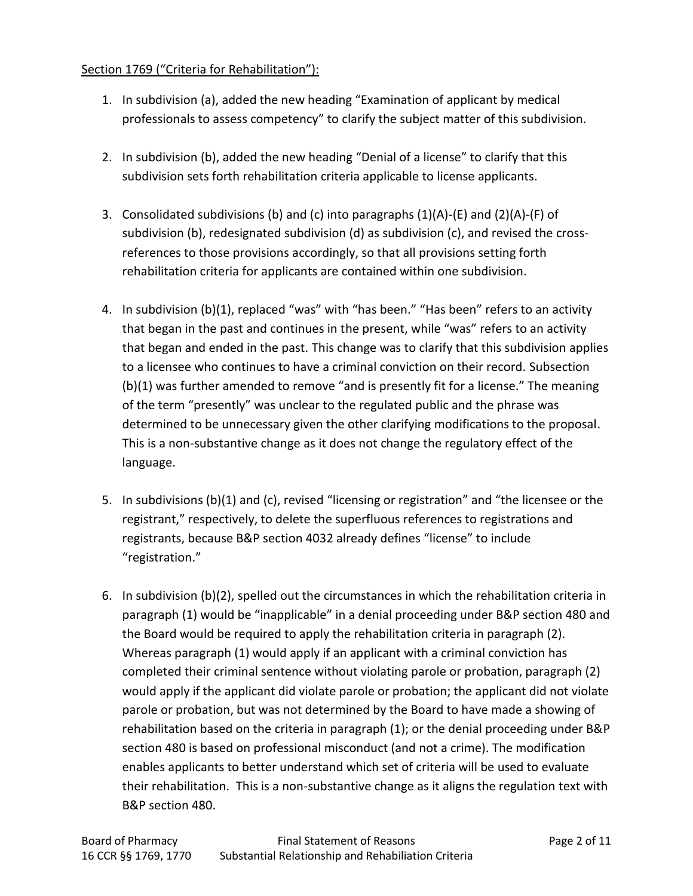Section 1769 ("Criteria for Rehabilitation"):

1. In subdivision (a), added the new heading "Examination of applicant by medical professionals to assess competency" to clarify the subject matter of this subdivision.

2. In subdivision (b), added the new heading "Denial of a license" to clarify that this subdivision sets forth rehabilitation criteria applicable to license applicants.

3. Consolidated subdivisions (b) and (c) into paragraphs (1)(A)-(E) and (2)(A)-(F) of subdivision (b), redesignated subdivision (d) as subdivision (c), and revised the cross-references to those provisions accordingly, so that all provisions setting forth rehabilitation criteria for applicants are contained within one subdivision.

4. In subdivision (b)(1), replaced "was" with "has been." "Has been" refers to an activity that began in the past and continues in the present, while "was" refers to an activity that began and ended in the past. This change was to clarify that this subdivision applies to a licensee who continues to have a criminal conviction on their record. Subsection (b)(1) was further amended to remove "and is presently fit for a license." The meaning of the term "presently" was unclear to the regulated public and the phrase was determined to be unnecessary given the other clarifying modifications to the proposal. This is a non-substantive change as it does not change the regulatory effect of the language.

5. In subdivisions (b)(1) and (c), revised "licensing or registration" and "the licensee or the registrant," respectively, to delete the superfluous references to registrations and registrants, because B&P section 4032 already defines "license" to include "registration."

6. In subdivision (b)(2), spelled out the circumstances in which the rehabilitation criteria in paragraph (1) would be "inapplicable" in a denial proceeding under B&P section 480 and the Board would be required to apply the rehabilitation criteria in paragraph (2). Whereas paragraph (1) would apply if an applicant with a criminal conviction has completed their criminal sentence without violating parole or probation, paragraph (2) would apply if the applicant did violate parole or probation; the applicant did not violate parole or probation, but was not determined by the Board to have made a showing of rehabilitation based on the criteria in paragraph (1); or the denial proceeding under B&P section 480 is based on professional misconduct (and not a crime). The modification enables applicants to better understand which set of criteria will be used to evaluate their rehabilitation. This is a non-substantive change as it aligns the regulation text with B&P section 480.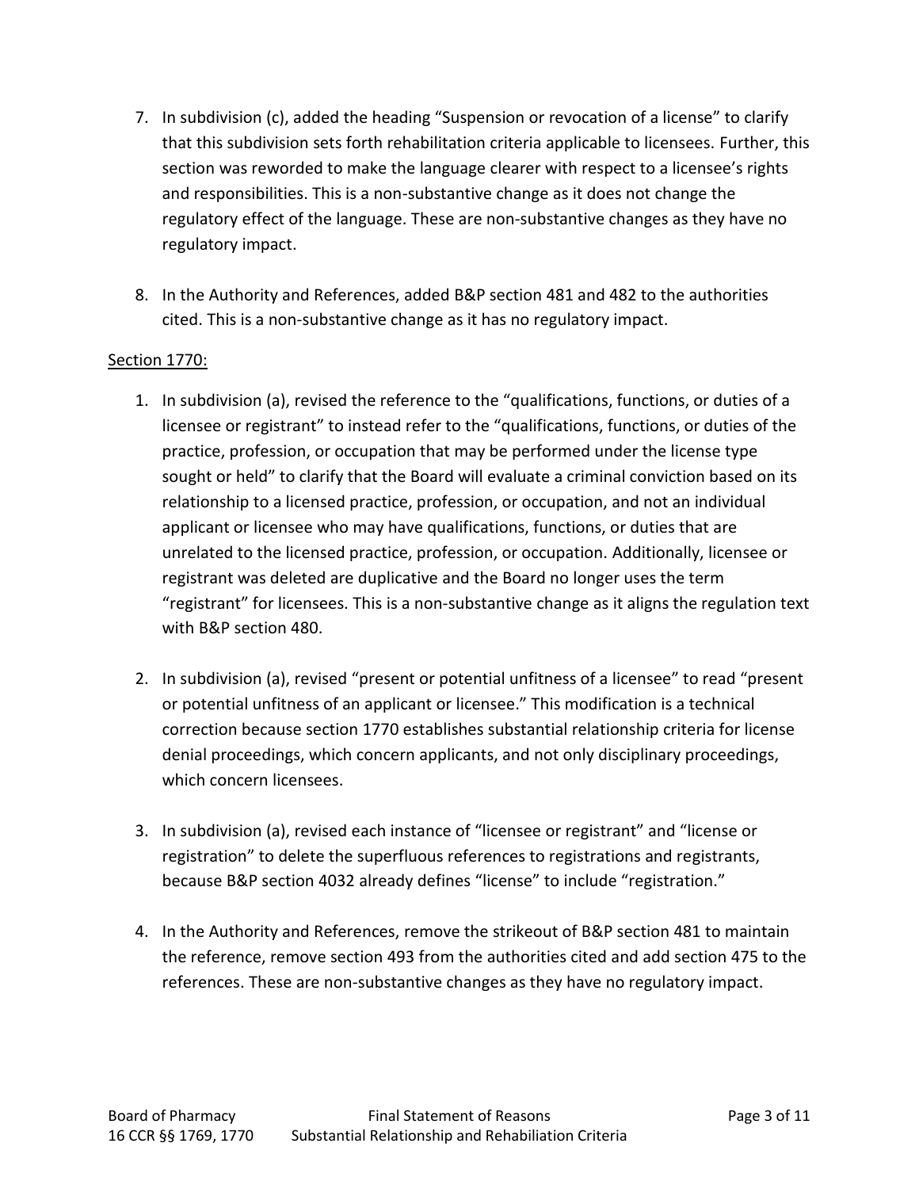7. In subdivision (c), added the heading "Suspension or revocation of a license" to clarify that this subdivision sets forth rehabilitation criteria applicable to licensees. Further, this section was reworded to make the language clearer with respect to a licensee's rights and responsibilities. This is a non-substantive change as it does not change the regulatory effect of the language. These are non-substantive changes as they have no regulatory impact.

8. In the Authority and References, added B&P section 481 and 482 to the authorities cited. This is a non-substantive change as it has no regulatory impact.

Section 1770:

1. In subdivision (a), revised the reference to the "qualifications, functions, or duties of a licensee or registrant" to instead refer to the "qualifications, functions, or duties of the practice, profession, or occupation that may be performed under the license type sought or held" to clarify that the Board will evaluate a criminal conviction based on its relationship to a licensed practice, profession, or occupation, and not an individual applicant or licensee who may have qualifications, functions, or duties that are unrelated to the licensed practice, profession, or occupation. Additionally, licensee or registrant was deleted are duplicative and the Board no longer uses the term "registrant" for licensees. This is a non-substantive change as it aligns the regulation text with B&P section 480.

2. In subdivision (a), revised "present or potential unfitness of a licensee" to read "present or potential unfitness of an applicant or licensee." This modification is a technical correction because section 1770 establishes substantial relationship criteria for license denial proceedings, which concern applicants, and not only disciplinary proceedings, which concern licensees.

3. In subdivision (a), revised each instance of "licensee or registrant" and "license or registration" to delete the superfluous references to registrations and registrants, because B&P section 4032 already defines "license" to include "registration."

4. In the Authority and References, remove the strikeout of B&P section 481 to maintain the reference, remove section 493 from the authorities cited and add section 475 to the references. These are non-substantive changes as they have no regulatory impact.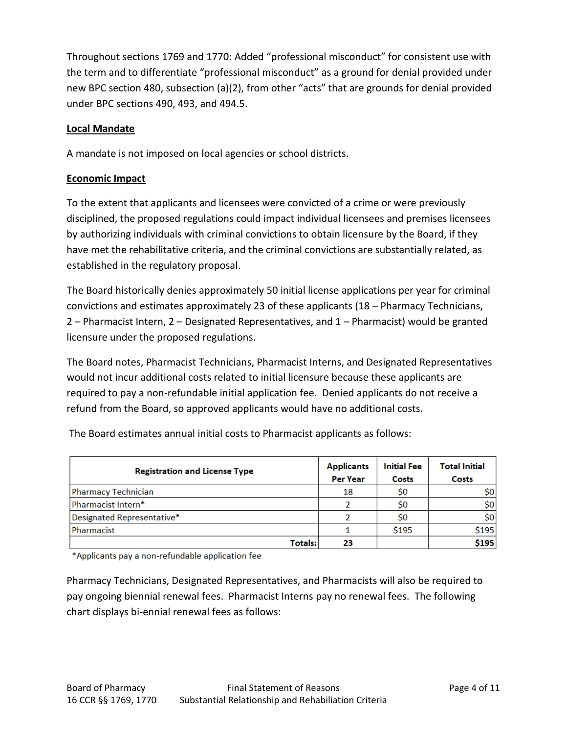Throughout sections 1769 and 1770: Added "professional misconduct" for consistent use with the term and to differentiate "professional misconduct" as a ground for denial provided under new BPC section 480, subsection (a)(2), from other "acts" that are grounds for denial provided under BPC sections 490, 493, and 494.5.

**Local Mandate**

A mandate is not imposed on local agencies or school districts.

**Economic Impact**

To the extent that applicants and licensees were convicted of a crime or were previously disciplined, the proposed regulations could impact individual licensees and premises licensees by authorizing individuals with criminal convictions to obtain licensure by the Board, if they have met the rehabilitative criteria, and the criminal convictions are substantially related, as established in the regulatory proposal.

The Board historically denies approximately 50 initial license applications per year for criminal convictions and estimates approximately 23 of these applicants (18 – Pharmacy Technicians, 2 – Pharmacist Intern, 2 – Designated Representatives, and 1 – Pharmacist) would be granted licensure under the proposed regulations.

The Board notes, Pharmacist Technicians, Pharmacist Interns, and Designated Representatives would not incur additional costs related to initial licensure because these applicants are required to pay a non-refundable initial application fee. Denied applicants do not receive a refund from the Board, so approved applicants would have no additional costs.

The Board estimates annual initial costs to Pharmacist applicants as follows:

| Registration and License Type | Applicants Per Year | Initial Fee Costs | Total Initial Costs |
|---|---|---|---|
| Pharmacy Technician | 18 | $0 | $0 |
| Pharmacist Intern* | 2 | $0 | $0 |
| Designated Representative* | 2 | $0 | $0 |
| Pharmacist | 1 | $195 | $195 |
| **Totals:** | **23** | | **$195** |

*Applicants pay a non-refundable application fee

Pharmacy Technicians, Designated Representatives, and Pharmacists will also be required to pay ongoing biennial renewal fees. Pharmacist Interns pay no renewal fees. The following chart displays bi-ennial renewal fees as follows: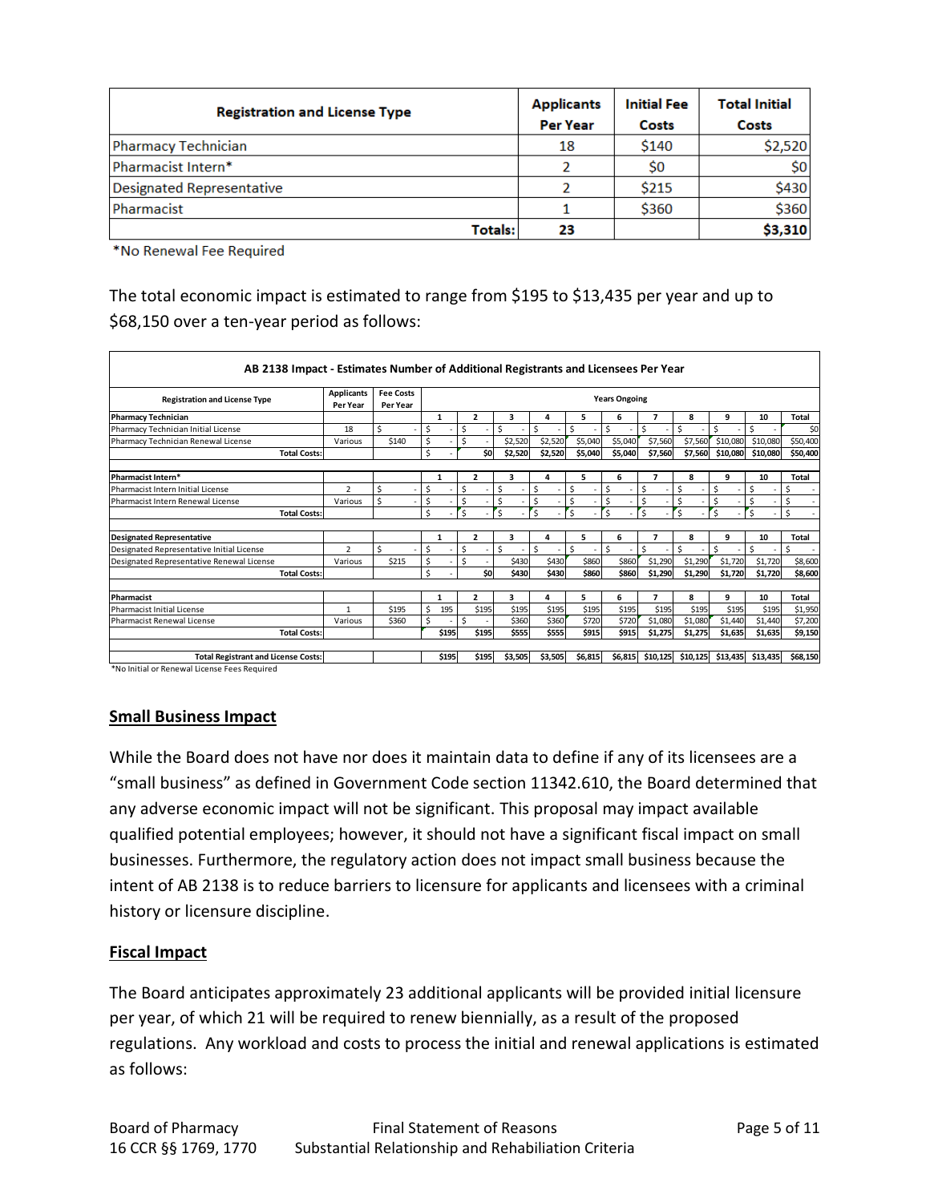| Registration and License Type | Applicants Per Year | Initial Fee Costs | Total Initial Costs |
|---|---|---|---|
| Pharmacy Technician | 18 | $140 | $2,520 |
| Pharmacist Intern* | 2 | $0 | $0 |
| Designated Representative | 2 | $215 | $430 |
| Pharmacist | 1 | $360 | $360 |
| Totals: | 23 | | $3,310 |

*No Renewal Fee Required

The total economic impact is estimated to range from $195 to $13,435 per year and up to $68,150 over a ten-year period as follows:

**AB 2138 Impact - Estimates Number of Additional Registrants and Licensees Per Year**

| Registration and License Type | Applicants Per Year | Fee Costs Per Year | Years Ongoing | | | | | | | | | | |
|---|---|---|---|---|---|---|---|---|---|---|---|---|---|
| **Pharmacy Technician** | | | 1 | 2 | 3 | 4 | 5 | 6 | 7 | 8 | 9 | 10 | Total |
| Pharmacy Technician Initial License | 18 | $ - | $ - | $ - | $ - | $ - | $ - | $ - | $ - | $ - | $ - | $ - | $0 |
| Pharmacy Technician Renewal License | Various | $140 | $ - | $ - | $2,520 | $2,520 | $5,040 | $5,040 | $7,560 | $7,560 | $10,080 | $10,080 | $50,400 |
| Total Costs: | | | $ - | $0 | $2,520 | $2,520 | $5,040 | $5,040 | $7,560 | $7,560 | $10,080 | $10,080 | $50,400 |
| | | | | | | | | | | | | | |
| **Pharmacist Intern*** | | | 1 | 2 | 3 | 4 | 5 | 6 | 7 | 8 | 9 | 10 | Total |
| Pharmacist Intern Initial License | 2 | $ - | $ - | $ - | $ - | $ - | $ - | $ - | $ - | $ - | $ - | $ - | $ - |
| Pharmacist Intern Renewal License | Various | $ - | $ - | $ - | $ - | $ - | $ - | $ - | $ - | $ - | $ - | $ - | $ - |
| Total Costs: | | | $ - | $ - | $ - | $ - | $ - | $ - | $ - | $ - | $ - | $ - | $ - |
| | | | | | | | | | | | | | |
| **Designated Representative** | | | 1 | 2 | 3 | 4 | 5 | 6 | 7 | 8 | 9 | 10 | Total |
| Designated Representative Initial License | 2 | $ - | $ - | $ - | $ - | $ - | $ - | $ - | $ - | $ - | $ - | $ - | $ - |
| Designated Representative Renewal License | Various | $215 | $ - | $ - | $430 | $430 | $860 | $860 | $1,290 | $1,290 | $1,720 | $1,720 | $8,600 |
| Total Costs: | | | $ - | $0 | $430 | $430 | $860 | $860 | $1,290 | $1,290 | $1,720 | $1,720 | $8,600 |
| | | | | | | | | | | | | | |
| **Pharmacist** | | | 1 | 2 | 3 | 4 | 5 | 6 | 7 | 8 | 9 | 10 | Total |
| Pharmacist Initial License | 1 | $195 | $ 195 | $195 | $195 | $195 | $195 | $195 | $195 | $195 | $195 | $195 | $1,950 |
| Pharmacist Renewal License | Various | $360 | $ - | $ - | $360 | $360 | $720 | $720 | $1,080 | $1,080 | $1,440 | $1,440 | $7,200 |
| Total Costs: | | | $195 | $195 | $555 | $555 | $915 | $915 | $1,275 | $1,275 | $1,635 | $1,635 | $9,150 |
| | | | | | | | | | | | | | |
| Total Registrant and License Costs: | | | $195 | $195 | $3,505 | $3,505 | $6,815 | $6,815 | $10,125 | $10,125 | $13,435 | $13,435 | $68,150 |

*No Initial or Renewal License Fees Required

## Small Business Impact

While the Board does not have nor does it maintain data to define if any of its licensees are a "small business" as defined in Government Code section 11342.610, the Board determined that any adverse economic impact will not be significant. This proposal may impact available qualified potential employees; however, it should not have a significant fiscal impact on small businesses. Furthermore, the regulatory action does not impact small business because the intent of AB 2138 is to reduce barriers to licensure for applicants and licensees with a criminal history or licensure discipline.

## Fiscal Impact

The Board anticipates approximately 23 additional applicants will be provided initial licensure per year, of which 21 will be required to renew biennially, as a result of the proposed regulations. Any workload and costs to process the initial and renewal applications is estimated as follows: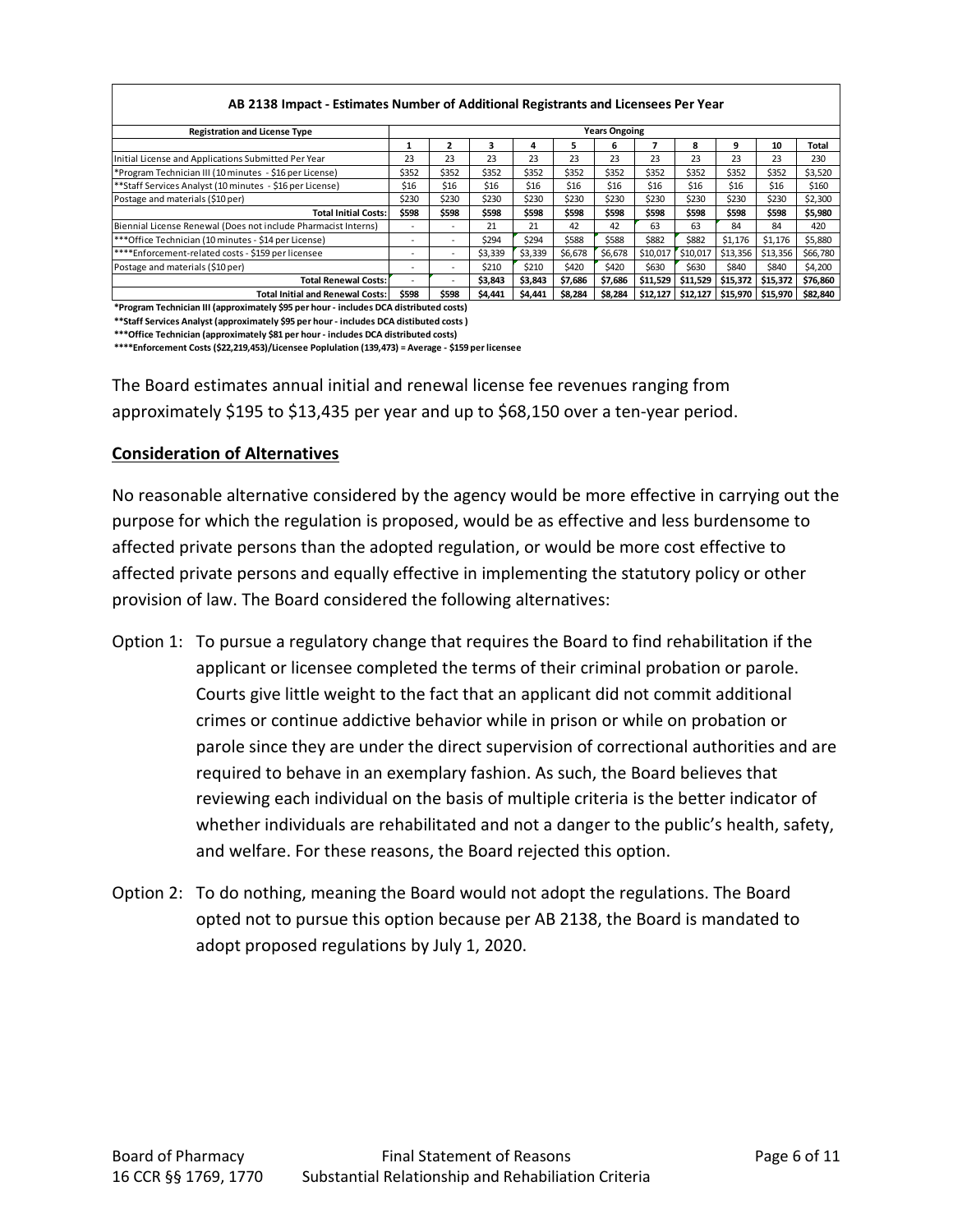| AB 2138 Impact - Estimates Number of Additional Registrants and Licensees Per Year | | | | | | | | | | | |
|---|---|---|---|---|---|---|---|---|---|---|---|
| Registration and License Type | Years Ongoing | | | | | | | | | | |
| | 1 | 2 | 3 | 4 | 5 | 6 | 7 | 8 | 9 | 10 | Total |
| Initial License and Applications Submitted Per Year | 23 | 23 | 23 | 23 | 23 | 23 | 23 | 23 | 23 | 23 | 230 |
| *Program Technician III (10 minutes - $16 per License) | $352 | $352 | $352 | $352 | $352 | $352 | $352 | $352 | $352 | $352 | $3,520 |
| **Staff Services Analyst (10 minutes - $16 per License) | $16 | $16 | $16 | $16 | $16 | $16 | $16 | $16 | $16 | $16 | $160 |
| Postage and materials ($10 per) | $230 | $230 | $230 | $230 | $230 | $230 | $230 | $230 | $230 | $230 | $2,300 |
| **Total Initial Costs:** | **$598** | **$598** | **$598** | **$598** | **$598** | **$598** | **$598** | **$598** | **$598** | **$598** | **$5,980** |
| Biennial License Renewal (Does not include Pharmacist Interns) | - | - | 21 | 21 | 42 | 42 | 63 | 63 | 84 | 84 | 420 |
| ***Office Technician (10 minutes - $14 per Licensee) | - | - | $294 | $294 | $588 | $588 | $882 | $882 | $1,176 | $1,176 | $5,880 |
| ****Enforcement-related costs - $159 per licensee | - | - | $3,339 | $3,339 | $6,678 | $6,678 | $10,017 | $10,017 | $13,356 | $13,356 | $66,780 |
| Postage and materials ($10 per) | - | - | $210 | $210 | $420 | $420 | $630 | $630 | $840 | $840 | $4,200 |
| **Total Renewal Costs:** | - | - | **$3,843** | **$3,843** | **$7,686** | **$7,686** | **$11,529** | **$11,529** | **$15,372** | **$15,372** | **$76,860** |
| **Total Initial and Renewal Costs:** | **$598** | **$598** | **$4,441** | **$4,441** | **$8,284** | **$8,284** | **$12,127** | **$12,127** | **$15,970** | **$15,970** | **$82,840** |

**\*Program Technician III (approximately $95 per hour - includes DCA distributed costs)**

**\*\*Staff Services Analyst (approximately $95 per hour - includes DCA distibuted costs )**

**\*\*\*Office Technician (approximately $81 per hour - includes DCA distibuted costs)**

**\*\*\*\*Enforcement Costs ($22,219,453)/Licensee Poplulation (139,473) = Average - $159 per licensee**

The Board estimates annual initial and renewal license fee revenues ranging from approximately $195 to $13,435 per year and up to $68,150 over a ten-year period.

**Consideration of Alternatives**

No reasonable alternative considered by the agency would be more effective in carrying out the purpose for which the regulation is proposed, would be as effective and less burdensome to affected private persons than the adopted regulation, or would be more cost effective to affected private persons and equally effective in implementing the statutory policy or other provision of law. The Board considered the following alternatives:

Option 1: To pursue a regulatory change that requires the Board to find rehabilitation if the applicant or licensee completed the terms of their criminal probation or parole. Courts give little weight to the fact that an applicant did not commit additional crimes or continue addictive behavior while in prison or while on probation or parole since they are under the direct supervision of correctional authorities and are required to behave in an exemplary fashion. As such, the Board believes that reviewing each individual on the basis of multiple criteria is the better indicator of whether individuals are rehabilitated and not a danger to the public's health, safety, and welfare. For these reasons, the Board rejected this option.

Option 2: To do nothing, meaning the Board would not adopt the regulations. The Board opted not to pursue this option because per AB 2138, the Board is mandated to adopt proposed regulations by July 1, 2020.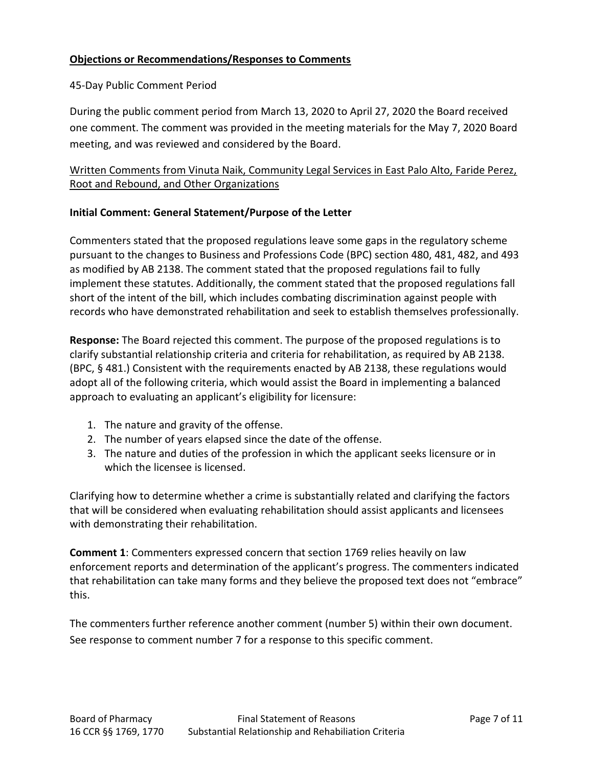**Objections or Recommendations/Responses to Comments**

45-Day Public Comment Period

During the public comment period from March 13, 2020 to April 27, 2020 the Board received one comment. The comment was provided in the meeting materials for the May 7, 2020 Board meeting, and was reviewed and considered by the Board.

Written Comments from Vinuta Naik, Community Legal Services in East Palo Alto, Faride Perez, Root and Rebound, and Other Organizations

**Initial Comment: General Statement/Purpose of the Letter**

Commenters stated that the proposed regulations leave some gaps in the regulatory scheme pursuant to the changes to Business and Professions Code (BPC) section 480, 481, 482, and 493 as modified by AB 2138. The comment stated that the proposed regulations fail to fully implement these statutes. Additionally, the comment stated that the proposed regulations fall short of the intent of the bill, which includes combating discrimination against people with records who have demonstrated rehabilitation and seek to establish themselves professionally.

**Response:** The Board rejected this comment. The purpose of the proposed regulations is to clarify substantial relationship criteria and criteria for rehabilitation, as required by AB 2138. (BPC, § 481.) Consistent with the requirements enacted by AB 2138, these regulations would adopt all of the following criteria, which would assist the Board in implementing a balanced approach to evaluating an applicant's eligibility for licensure:

1. The nature and gravity of the offense.
2. The number of years elapsed since the date of the offense.
3. The nature and duties of the profession in which the applicant seeks licensure or in which the licensee is licensed.

Clarifying how to determine whether a crime is substantially related and clarifying the factors that will be considered when evaluating rehabilitation should assist applicants and licensees with demonstrating their rehabilitation.

**Comment 1**: Commenters expressed concern that section 1769 relies heavily on law enforcement reports and determination of the applicant's progress. The commenters indicated that rehabilitation can take many forms and they believe the proposed text does not "embrace" this.

The commenters further reference another comment (number 5) within their own document. See response to comment number 7 for a response to this specific comment.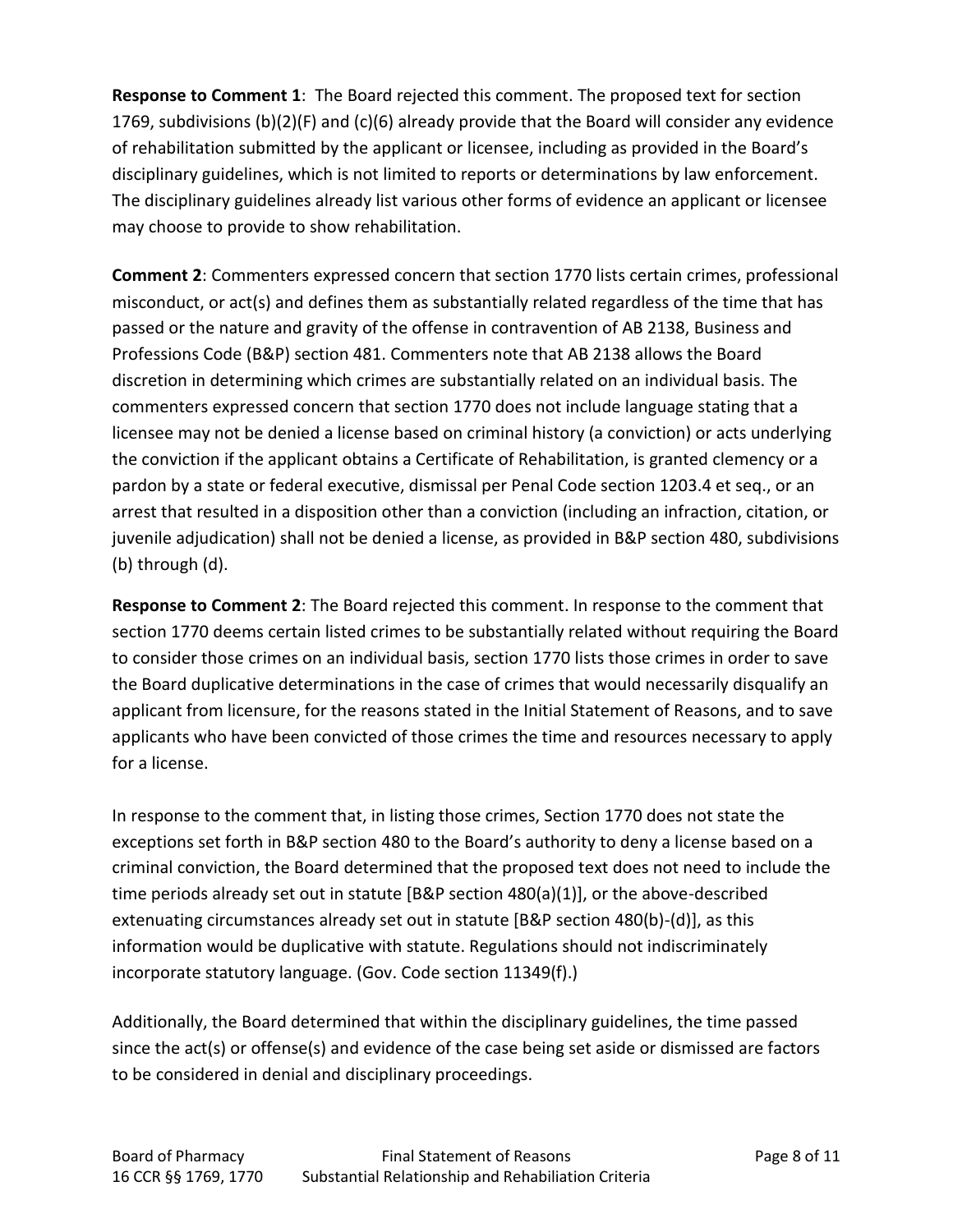**Response to Comment 1**: The Board rejected this comment. The proposed text for section 1769, subdivisions (b)(2)(F) and (c)(6) already provide that the Board will consider any evidence of rehabilitation submitted by the applicant or licensee, including as provided in the Board's disciplinary guidelines, which is not limited to reports or determinations by law enforcement. The disciplinary guidelines already list various other forms of evidence an applicant or licensee may choose to provide to show rehabilitation.

**Comment 2**: Commenters expressed concern that section 1770 lists certain crimes, professional misconduct, or act(s) and defines them as substantially related regardless of the time that has passed or the nature and gravity of the offense in contravention of AB 2138, Business and Professions Code (B&P) section 481. Commenters note that AB 2138 allows the Board discretion in determining which crimes are substantially related on an individual basis. The commenters expressed concern that section 1770 does not include language stating that a licensee may not be denied a license based on criminal history (a conviction) or acts underlying the conviction if the applicant obtains a Certificate of Rehabilitation, is granted clemency or a pardon by a state or federal executive, dismissal per Penal Code section 1203.4 et seq., or an arrest that resulted in a disposition other than a conviction (including an infraction, citation, or juvenile adjudication) shall not be denied a license, as provided in B&P section 480, subdivisions (b) through (d).

**Response to Comment 2**: The Board rejected this comment. In response to the comment that section 1770 deems certain listed crimes to be substantially related without requiring the Board to consider those crimes on an individual basis, section 1770 lists those crimes in order to save the Board duplicative determinations in the case of crimes that would necessarily disqualify an applicant from licensure, for the reasons stated in the Initial Statement of Reasons, and to save applicants who have been convicted of those crimes the time and resources necessary to apply for a license.

In response to the comment that, in listing those crimes, Section 1770 does not state the exceptions set forth in B&P section 480 to the Board's authority to deny a license based on a criminal conviction, the Board determined that the proposed text does not need to include the time periods already set out in statute [B&P section 480(a)(1)], or the above-described extenuating circumstances already set out in statute [B&P section 480(b)-(d)], as this information would be duplicative with statute. Regulations should not indiscriminately incorporate statutory language. (Gov. Code section 11349(f).)

Additionally, the Board determined that within the disciplinary guidelines, the time passed since the act(s) or offense(s) and evidence of the case being set aside or dismissed are factors to be considered in denial and disciplinary proceedings.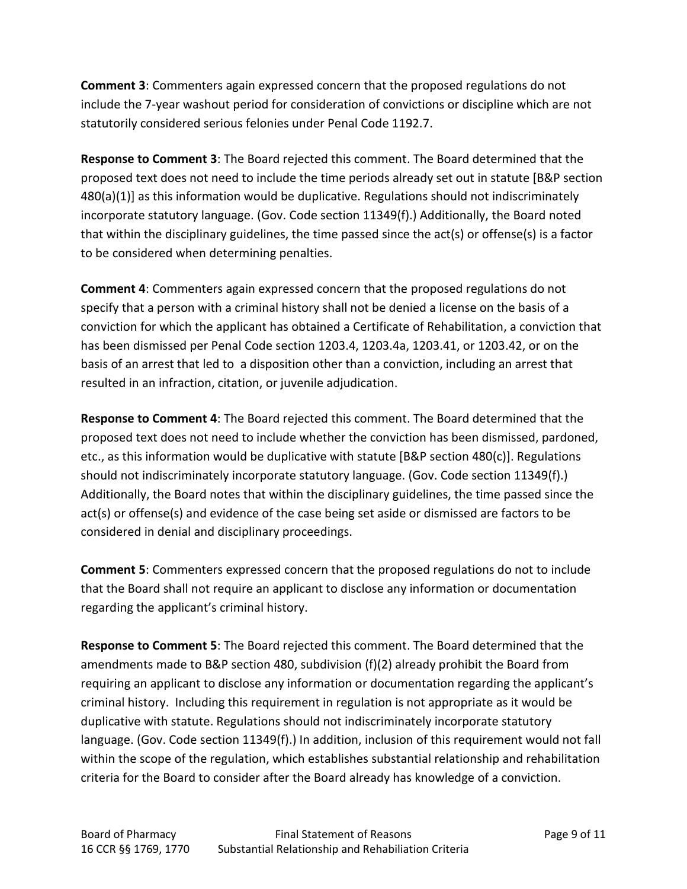**Comment 3**: Commenters again expressed concern that the proposed regulations do not include the 7-year washout period for consideration of convictions or discipline which are not statutorily considered serious felonies under Penal Code 1192.7.

**Response to Comment 3**: The Board rejected this comment. The Board determined that the proposed text does not need to include the time periods already set out in statute [B&P section 480(a)(1)] as this information would be duplicative. Regulations should not indiscriminately incorporate statutory language. (Gov. Code section 11349(f).) Additionally, the Board noted that within the disciplinary guidelines, the time passed since the act(s) or offense(s) is a factor to be considered when determining penalties.

**Comment 4**: Commenters again expressed concern that the proposed regulations do not specify that a person with a criminal history shall not be denied a license on the basis of a conviction for which the applicant has obtained a Certificate of Rehabilitation, a conviction that has been dismissed per Penal Code section 1203.4, 1203.4a, 1203.41, or 1203.42, or on the basis of an arrest that led to a disposition other than a conviction, including an arrest that resulted in an infraction, citation, or juvenile adjudication.

**Response to Comment 4**: The Board rejected this comment. The Board determined that the proposed text does not need to include whether the conviction has been dismissed, pardoned, etc., as this information would be duplicative with statute [B&P section 480(c)]. Regulations should not indiscriminately incorporate statutory language. (Gov. Code section 11349(f).) Additionally, the Board notes that within the disciplinary guidelines, the time passed since the act(s) or offense(s) and evidence of the case being set aside or dismissed are factors to be considered in denial and disciplinary proceedings.

**Comment 5**: Commenters expressed concern that the proposed regulations do not to include that the Board shall not require an applicant to disclose any information or documentation regarding the applicant's criminal history.

**Response to Comment 5**: The Board rejected this comment. The Board determined that the amendments made to B&P section 480, subdivision (f)(2) already prohibit the Board from requiring an applicant to disclose any information or documentation regarding the applicant's criminal history. Including this requirement in regulation is not appropriate as it would be duplicative with statute. Regulations should not indiscriminately incorporate statutory language. (Gov. Code section 11349(f).) In addition, inclusion of this requirement would not fall within the scope of the regulation, which establishes substantial relationship and rehabilitation criteria for the Board to consider after the Board already has knowledge of a conviction.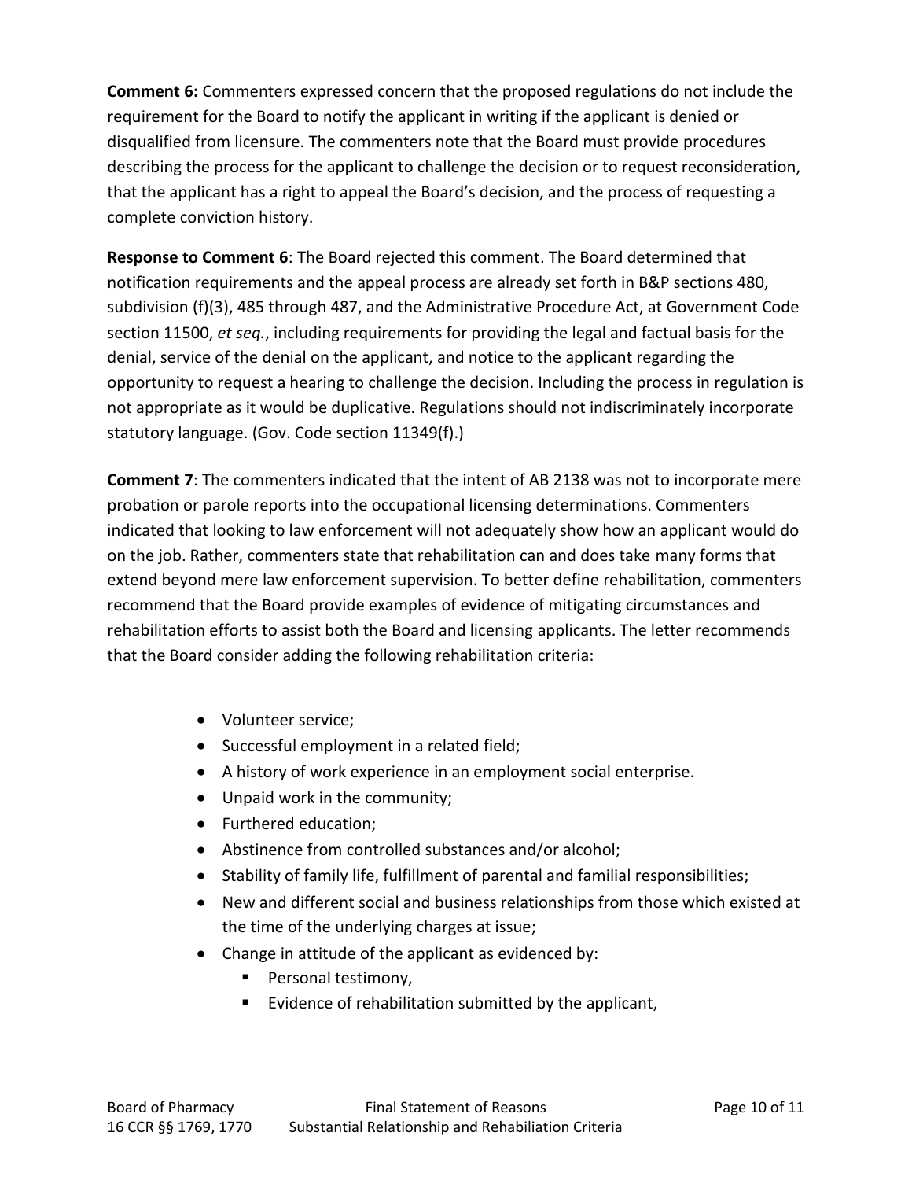**Comment 6:** Commenters expressed concern that the proposed regulations do not include the requirement for the Board to notify the applicant in writing if the applicant is denied or disqualified from licensure. The commenters note that the Board must provide procedures describing the process for the applicant to challenge the decision or to request reconsideration, that the applicant has a right to appeal the Board's decision, and the process of requesting a complete conviction history.

**Response to Comment 6**: The Board rejected this comment. The Board determined that notification requirements and the appeal process are already set forth in B&P sections 480, subdivision (f)(3), 485 through 487, and the Administrative Procedure Act, at Government Code section 11500, *et seq.*, including requirements for providing the legal and factual basis for the denial, service of the denial on the applicant, and notice to the applicant regarding the opportunity to request a hearing to challenge the decision. Including the process in regulation is not appropriate as it would be duplicative. Regulations should not indiscriminately incorporate statutory language. (Gov. Code section 11349(f).)

**Comment 7**: The commenters indicated that the intent of AB 2138 was not to incorporate mere probation or parole reports into the occupational licensing determinations. Commenters indicated that looking to law enforcement will not adequately show how an applicant would do on the job. Rather, commenters state that rehabilitation can and does take many forms that extend beyond mere law enforcement supervision. To better define rehabilitation, commenters recommend that the Board provide examples of evidence of mitigating circumstances and rehabilitation efforts to assist both the Board and licensing applicants. The letter recommends that the Board consider adding the following rehabilitation criteria:

- Volunteer service;
- Successful employment in a related field;
- A history of work experience in an employment social enterprise.
- Unpaid work in the community;
- Furthered education;
- Abstinence from controlled substances and/or alcohol;
- Stability of family life, fulfillment of parental and familial responsibilities;
- New and different social and business relationships from those which existed at the time of the underlying charges at issue;
- Change in attitude of the applicant as evidenced by:
  - Personal testimony,
  - Evidence of rehabilitation submitted by the applicant,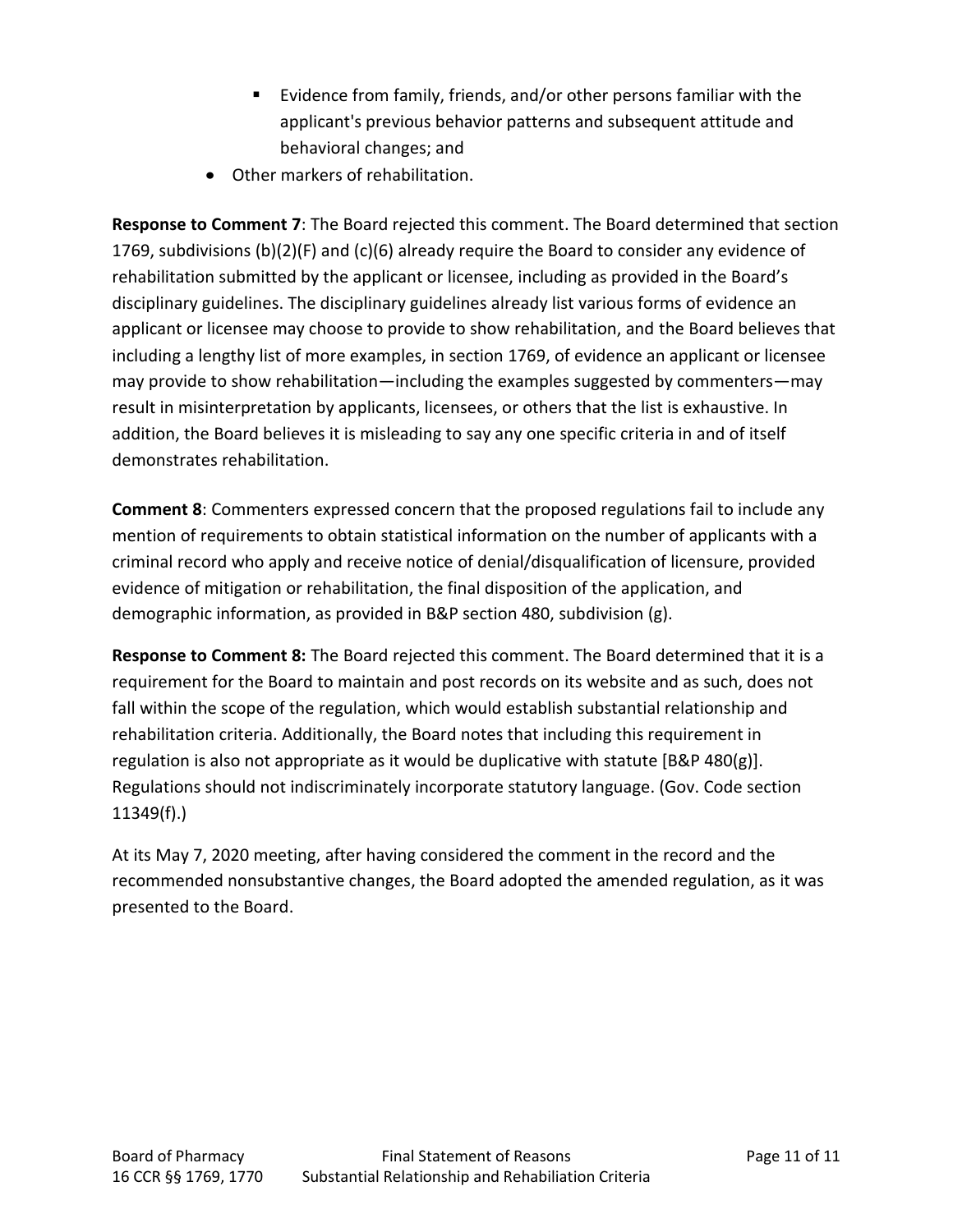- Evidence from family, friends, and/or other persons familiar with the applicant's previous behavior patterns and subsequent attitude and behavioral changes; and
- Other markers of rehabilitation.

**Response to Comment 7**: The Board rejected this comment. The Board determined that section 1769, subdivisions (b)(2)(F) and (c)(6) already require the Board to consider any evidence of rehabilitation submitted by the applicant or licensee, including as provided in the Board's disciplinary guidelines. The disciplinary guidelines already list various forms of evidence an applicant or licensee may choose to provide to show rehabilitation, and the Board believes that including a lengthy list of more examples, in section 1769, of evidence an applicant or licensee may provide to show rehabilitation—including the examples suggested by commenters—may result in misinterpretation by applicants, licensees, or others that the list is exhaustive. In addition, the Board believes it is misleading to say any one specific criteria in and of itself demonstrates rehabilitation.

**Comment 8**: Commenters expressed concern that the proposed regulations fail to include any mention of requirements to obtain statistical information on the number of applicants with a criminal record who apply and receive notice of denial/disqualification of licensure, provided evidence of mitigation or rehabilitation, the final disposition of the application, and demographic information, as provided in B&P section 480, subdivision (g).

**Response to Comment 8:** The Board rejected this comment. The Board determined that it is a requirement for the Board to maintain and post records on its website and as such, does not fall within the scope of the regulation, which would establish substantial relationship and rehabilitation criteria. Additionally, the Board notes that including this requirement in regulation is also not appropriate as it would be duplicative with statute [B&P 480(g)]. Regulations should not indiscriminately incorporate statutory language. (Gov. Code section 11349(f).)

At its May 7, 2020 meeting, after having considered the comment in the record and the recommended nonsubstantive changes, the Board adopted the amended regulation, as it was presented to the Board.